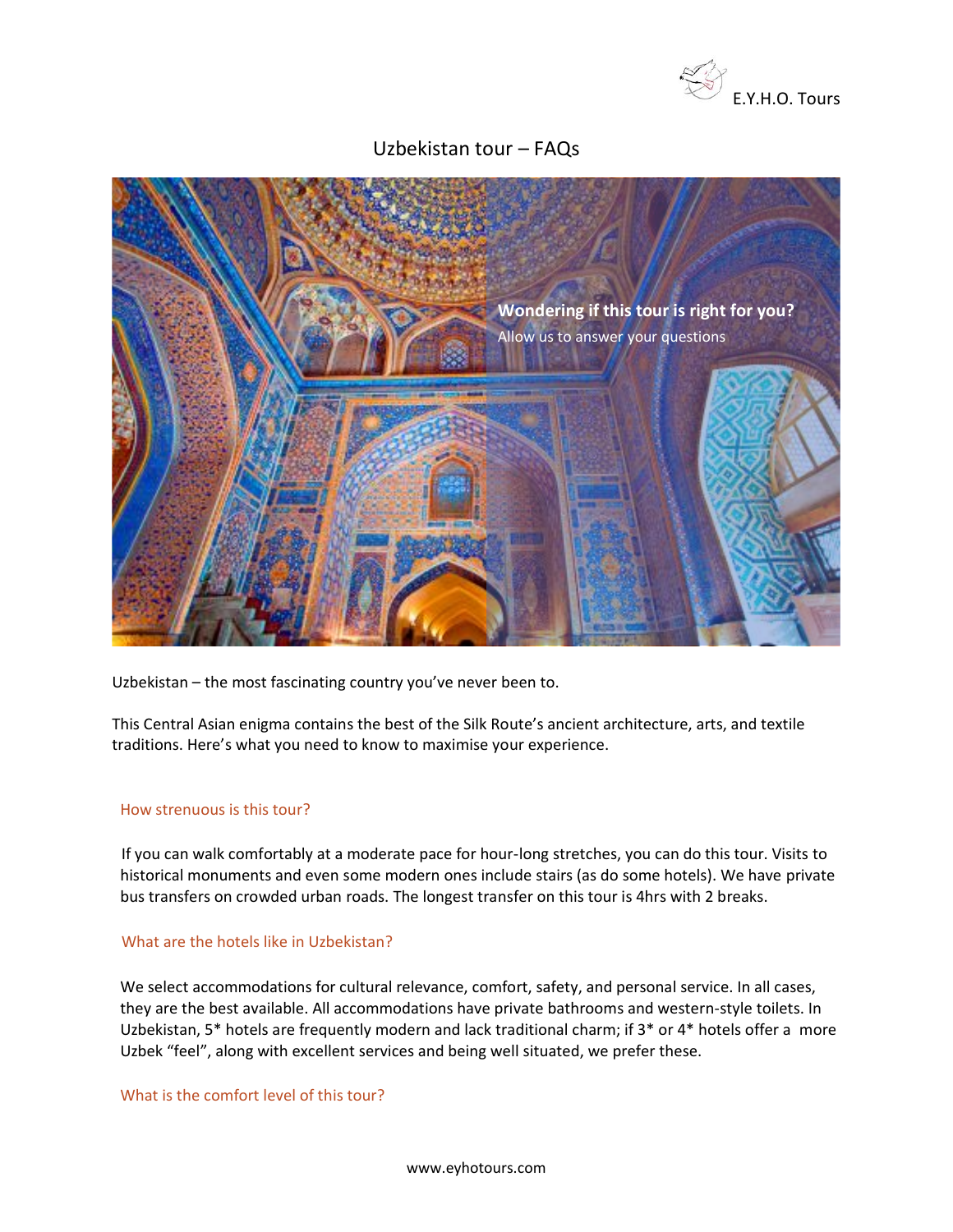E.Y.H.O. Tours

# Uzbekistan tour – FAQs

**Wondering if this tour is right for you?**

Allow us to answer your questions

Uzbekistan – the most fascinating country you've never been to.

This Central Asian enigma contains the best of the Silk Route's ancient architecture, arts, and textile traditions. Here's what you need to know to maximise your experience.

## How strenuous is this tour?

If you can walk comfortably at a moderate pace for hour-long stretches, you can do this tour. Visits to historical monuments and even some modern ones include stairs (as do some hotels). We have private bus transfers on crowded urban roads. The longest transfer on this tour is 4hrs with 2 breaks.

## What are the hotels like in Uzbekistan?

We select accommodations for cultural relevance, comfort, safety, and personal service. In all cases, they are the best available. All accommodations have private bathrooms and western-style toilets. In Uzbekistan, 5* hotels are frequently modern and lack traditional charm; if 3* or 4* hotels offer a more Uzbek "feel", along with excellent services and being well situated, we prefer these.

## What is the comfort level of this tour?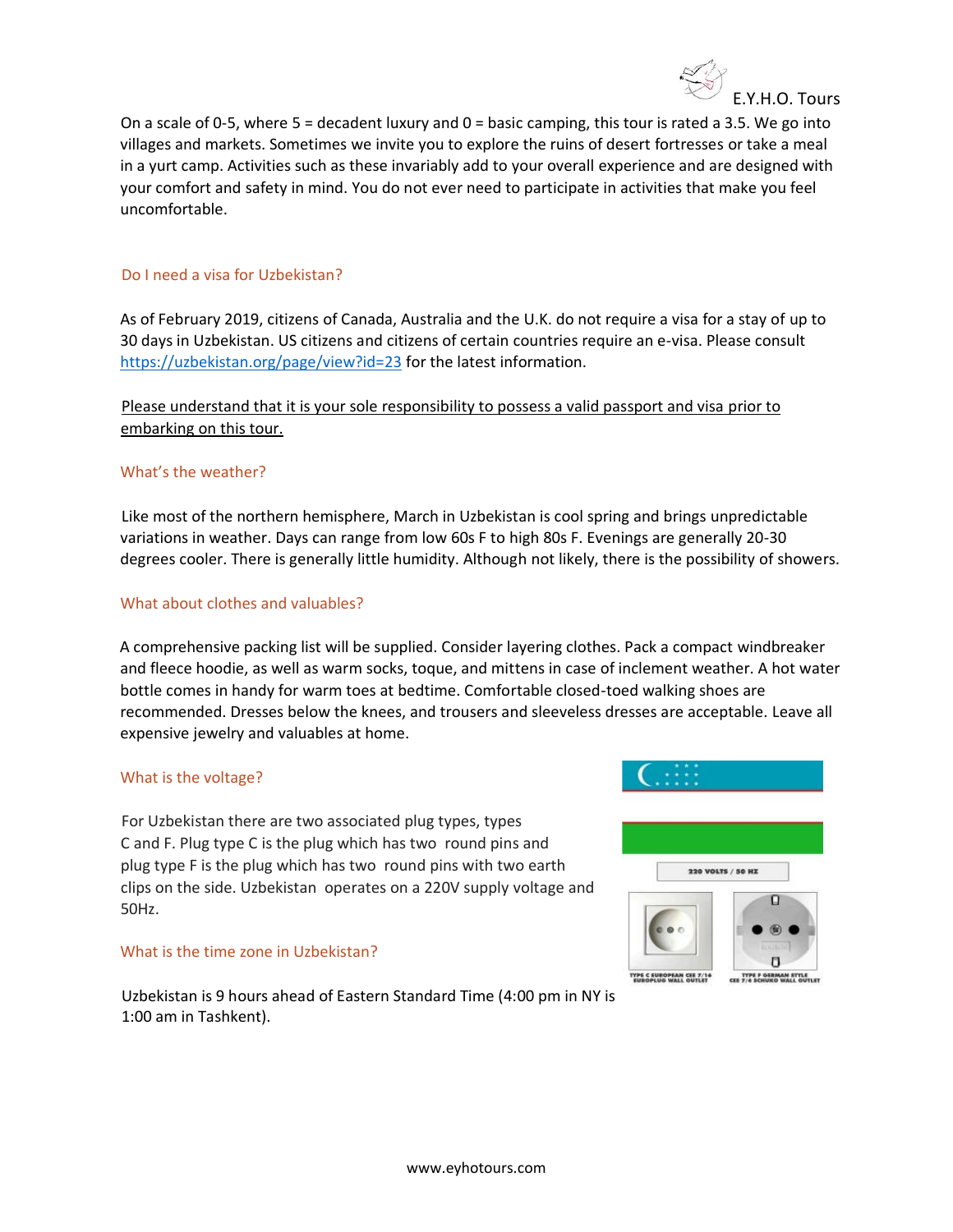On a scale of 0-5, where 5 = decadent luxury and 0 = basic camping, this tour is rated a 3.5. We go into villages and markets. Sometimes we invite you to explore the ruins of desert fortresses or take a meal in a yurt camp. Activities such as these invariably add to your overall experience and are designed with your comfort and safety in mind. You do not ever need to participate in activities that make you feel uncomfortable.

## Do I need a visa for Uzbekistan?

As of February 2019, citizens of Canada, Australia and the U.K. do not require a visa for a stay of up to 30 days in Uzbekistan. US citizens and citizens of certain countries require an e-visa. Please consult https://uzbekistan.org/page/view?id=23 for the latest information.

Please understand that it is your sole responsibility to possess a valid passport and visa prior to embarking on this tour.

## What's the weather?

Like most of the northern hemisphere, March in Uzbekistan is cool spring and brings unpredictable variations in weather. Days can range from low 60s F to high 80s F. Evenings are generally 20-30 degrees cooler. There is generally little humidity. Although not likely, there is the possibility of showers.

## What about clothes and valuables?

A comprehensive packing list will be supplied. Consider layering clothes. Pack a compact windbreaker and fleece hoodie, as well as warm socks, toque, and mittens in case of inclement weather. A hot water bottle comes in handy for warm toes at bedtime. Comfortable closed-toed walking shoes are recommended. Dresses below the knees, and trousers and sleeveless dresses are acceptable. Leave all expensive jewelry and valuables at home.

## What is the voltage?

For Uzbekistan there are two associated plug types, types C and F. Plug type C is the plug which has two round pins and plug type F is the plug which has two round pins with two earth clips on the side. Uzbekistan operates on a 220V supply voltage and 50Hz.

220 VOLTS / 50 HZ

TYPE C EUROPEAN CEE 7/16 EUROPLUG WALL OUTLET

TYPE F GERMAN STYLE CEE 7/4 SCHUKO WALL OUTLET

## What is the time zone in Uzbekistan?

Uzbekistan is 9 hours ahead of Eastern Standard Time (4:00 pm in NY is 1:00 am in Tashkent).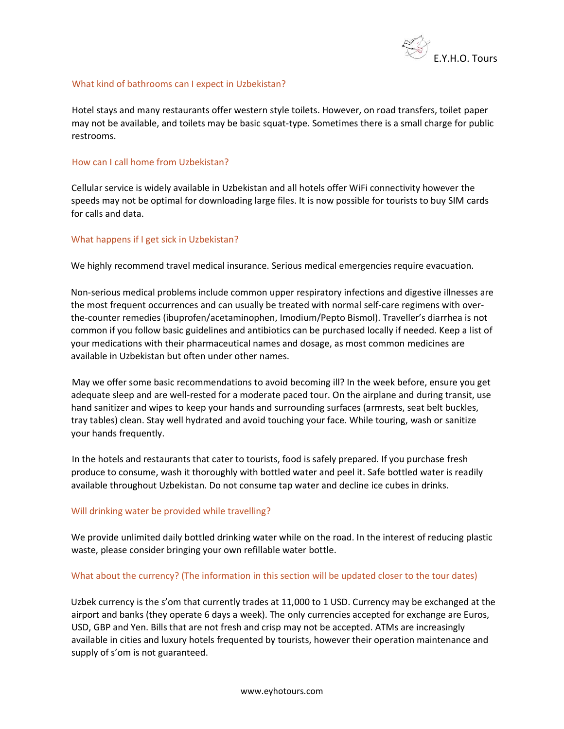## What kind of bathrooms can I expect in Uzbekistan?

Hotel stays and many restaurants offer western style toilets. However, on road transfers, toilet paper may not be available, and toilets may be basic squat-type. Sometimes there is a small charge for public restrooms.

## How can I call home from Uzbekistan?

Cellular service is widely available in Uzbekistan and all hotels offer WiFi connectivity however the speeds may not be optimal for downloading large files. It is now possible for tourists to buy SIM cards for calls and data.

## What happens if I get sick in Uzbekistan?

We highly recommend travel medical insurance. Serious medical emergencies require evacuation.

Non-serious medical problems include common upper respiratory infections and digestive illnesses are the most frequent occurrences and can usually be treated with normal self-care regimens with over-the-counter remedies (ibuprofen/acetaminophen, Imodium/Pepto Bismol). Traveller's diarrhea is not common if you follow basic guidelines and antibiotics can be purchased locally if needed. Keep a list of your medications with their pharmaceutical names and dosage, as most common medicines are available in Uzbekistan but often under other names.

May we offer some basic recommendations to avoid becoming ill? In the week before, ensure you get adequate sleep and are well-rested for a moderate paced tour. On the airplane and during transit, use hand sanitizer and wipes to keep your hands and surrounding surfaces (armrests, seat belt buckles, tray tables) clean. Stay well hydrated and avoid touching your face. While touring, wash or sanitize your hands frequently.

In the hotels and restaurants that cater to tourists, food is safely prepared. If you purchase fresh produce to consume, wash it thoroughly with bottled water and peel it. Safe bottled water is readily available throughout Uzbekistan. Do not consume tap water and decline ice cubes in drinks.

## Will drinking water be provided while travelling?

We provide unlimited daily bottled drinking water while on the road. In the interest of reducing plastic waste, please consider bringing your own refillable water bottle.

## What about the currency? (The information in this section will be updated closer to the tour dates)

Uzbek currency is the s'om that currently trades at 11,000 to 1 USD. Currency may be exchanged at the airport and banks (they operate 6 days a week). The only currencies accepted for exchange are Euros, USD, GBP and Yen. Bills that are not fresh and crisp may not be accepted. ATMs are increasingly available in cities and luxury hotels frequented by tourists, however their operation maintenance and supply of s'om is not guaranteed.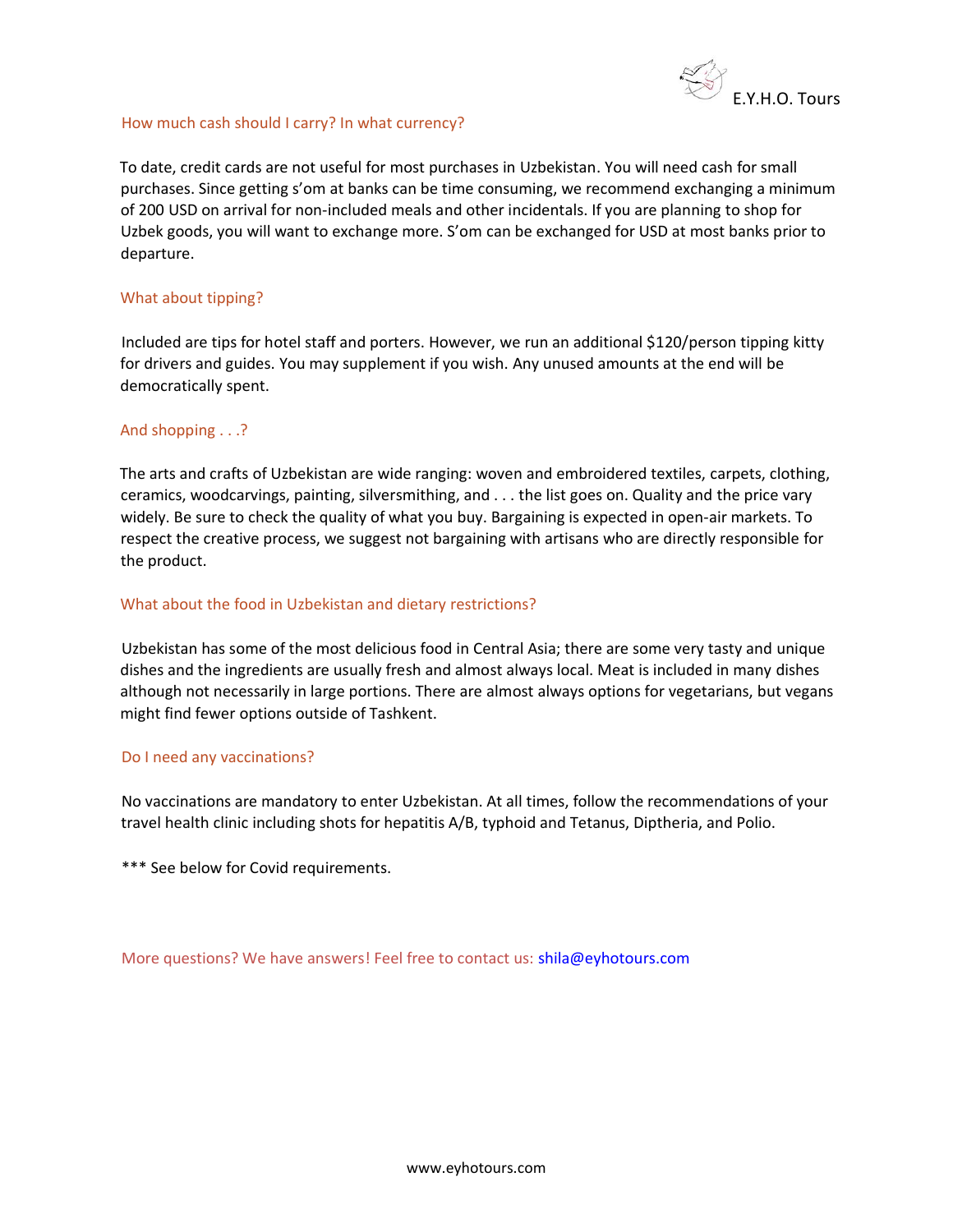## How much cash should I carry? In what currency?

To date, credit cards are not useful for most purchases in Uzbekistan. You will need cash for small purchases. Since getting s'om at banks can be time consuming, we recommend exchanging a minimum of 200 USD on arrival for non-included meals and other incidentals. If you are planning to shop for Uzbek goods, you will want to exchange more. S'om can be exchanged for USD at most banks prior to departure.

## What about tipping?

Included are tips for hotel staff and porters. However, we run an additional $120/person tipping kitty for drivers and guides. You may supplement if you wish. Any unused amounts at the end will be democratically spent.

## And shopping . . .?

The arts and crafts of Uzbekistan are wide ranging: woven and embroidered textiles, carpets, clothing, ceramics, woodcarvings, painting, silversmithing, and . . . the list goes on. Quality and the price vary widely. Be sure to check the quality of what you buy. Bargaining is expected in open-air markets. To respect the creative process, we suggest not bargaining with artisans who are directly responsible for the product.

## What about the food in Uzbekistan and dietary restrictions?

Uzbekistan has some of the most delicious food in Central Asia; there are some very tasty and unique dishes and the ingredients are usually fresh and almost always local. Meat is included in many dishes although not necessarily in large portions. There are almost always options for vegetarians, but vegans might find fewer options outside of Tashkent.

## Do I need any vaccinations?

No vaccinations are mandatory to enter Uzbekistan. At all times, follow the recommendations of your travel health clinic including shots for hepatitis A/B, typhoid and Tetanus, Diptheria, and Polio.

*** See below for Covid requirements.

More questions? We have answers! Feel free to contact us: shila@eyhotours.com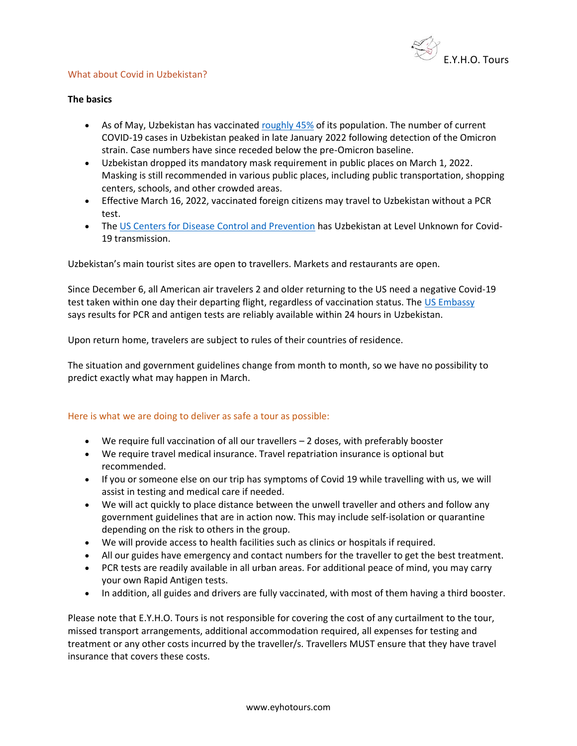## What about Covid in Uzbekistan?

**The basics**

- As of May, Uzbekistan has vaccinated roughly 45% of its population. The number of current COVID-19 cases in Uzbekistan peaked in late January 2022 following detection of the Omicron strain. Case numbers have since receded below the pre-Omicron baseline.
- Uzbekistan dropped its mandatory mask requirement in public places on March 1, 2022. Masking is still recommended in various public places, including public transportation, shopping centers, schools, and other crowded areas.
- Effective March 16, 2022, vaccinated foreign citizens may travel to Uzbekistan without a PCR test.
- The US Centers for Disease Control and Prevention has Uzbekistan at Level Unknown for Covid-19 transmission.

Uzbekistan's main tourist sites are open to travellers. Markets and restaurants are open.

Since December 6, all American air travelers 2 and older returning to the US need a negative Covid-19 test taken within one day their departing flight, regardless of vaccination status. The US Embassy says results for PCR and antigen tests are reliably available within 24 hours in Uzbekistan.

Upon return home, travelers are subject to rules of their countries of residence.

The situation and government guidelines change from month to month, so we have no possibility to predict exactly what may happen in March.

## Here is what we are doing to deliver as safe a tour as possible:

- We require full vaccination of all our travellers – 2 doses, with preferably booster
- We require travel medical insurance. Travel repatriation insurance is optional but recommended.
- If you or someone else on our trip has symptoms of Covid 19 while travelling with us, we will assist in testing and medical care if needed.
- We will act quickly to place distance between the unwell traveller and others and follow any government guidelines that are in action now. This may include self-isolation or quarantine depending on the risk to others in the group.
- We will provide access to health facilities such as clinics or hospitals if required.
- All our guides have emergency and contact numbers for the traveller to get the best treatment.
- PCR tests are readily available in all urban areas. For additional peace of mind, you may carry your own Rapid Antigen tests.
- In addition, all guides and drivers are fully vaccinated, with most of them having a third booster.

Please note that E.Y.H.O. Tours is not responsible for covering the cost of any curtailment to the tour, missed transport arrangements, additional accommodation required, all expenses for testing and treatment or any other costs incurred by the traveller/s. Travellers MUST ensure that they have travel insurance that covers these costs.